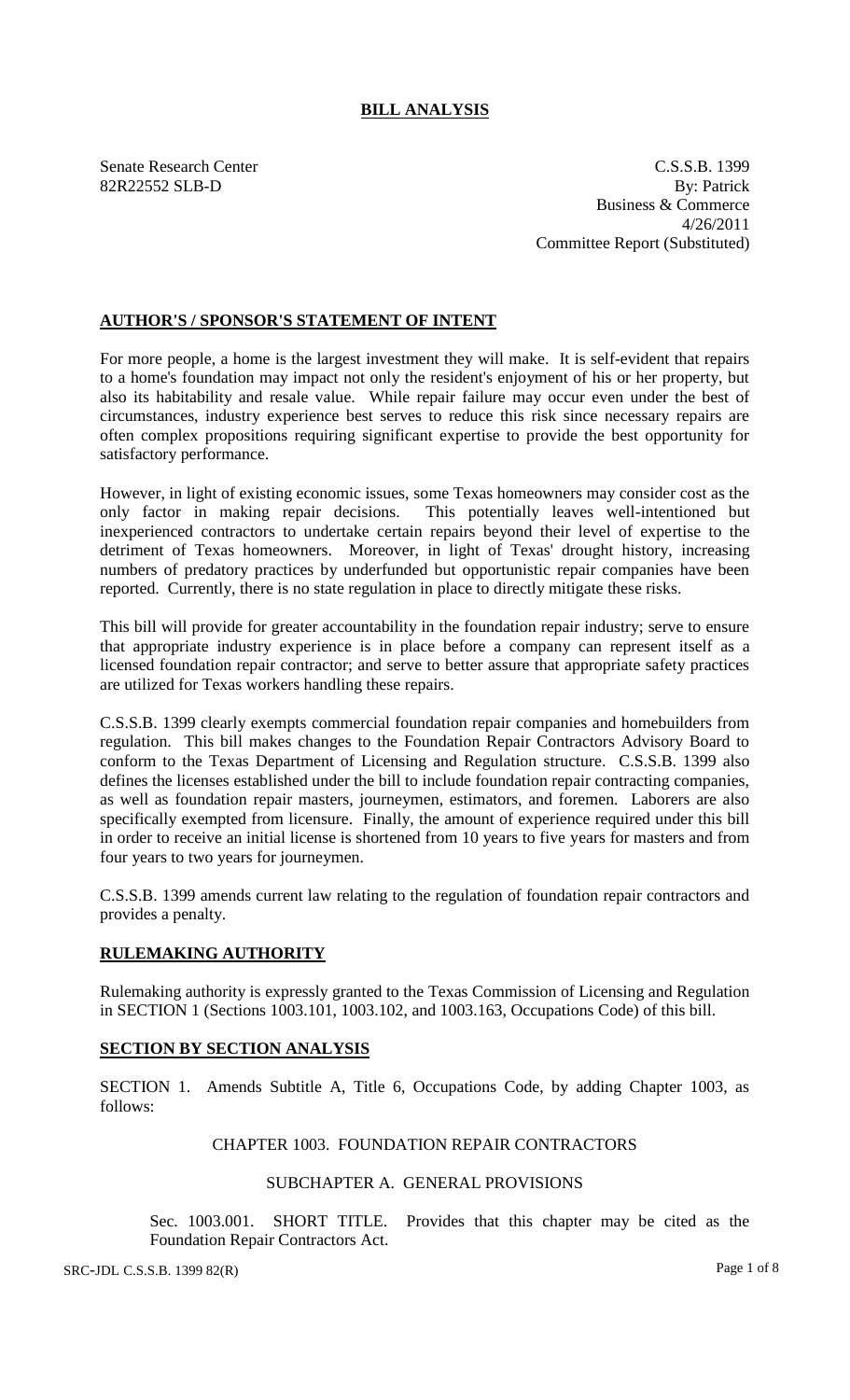# BILL ANALYSIS

Senate Research Center
82R22552 SLB-D

C.S.S.B. 1399
By: Patrick
Business & Commerce
4/26/2011
Committee Report (Substituted)

## AUTHOR'S / SPONSOR'S STATEMENT OF INTENT

For more people, a home is the largest investment they will make. It is self-evident that repairs to a home's foundation may impact not only the resident's enjoyment of his or her property, but also its habitability and resale value. While repair failure may occur even under the best of circumstances, industry experience best serves to reduce this risk since necessary repairs are often complex propositions requiring significant expertise to provide the best opportunity for satisfactory performance.

However, in light of existing economic issues, some Texas homeowners may consider cost as the only factor in making repair decisions. This potentially leaves well-intentioned but inexperienced contractors to undertake certain repairs beyond their level of expertise to the detriment of Texas homeowners. Moreover, in light of Texas' drought history, increasing numbers of predatory practices by underfunded but opportunistic repair companies have been reported. Currently, there is no state regulation in place to directly mitigate these risks.

This bill will provide for greater accountability in the foundation repair industry; serve to ensure that appropriate industry experience is in place before a company can represent itself as a licensed foundation repair contractor; and serve to better assure that appropriate safety practices are utilized for Texas workers handling these repairs.

C.S.S.B. 1399 clearly exempts commercial foundation repair companies and homebuilders from regulation. This bill makes changes to the Foundation Repair Contractors Advisory Board to conform to the Texas Department of Licensing and Regulation structure. C.S.S.B. 1399 also defines the licenses established under the bill to include foundation repair contracting companies, as well as foundation repair masters, journeymen, estimators, and foremen. Laborers are also specifically exempted from licensure. Finally, the amount of experience required under this bill in order to receive an initial license is shortened from 10 years to five years for masters and from four years to two years for journeymen.

C.S.S.B. 1399 amends current law relating to the regulation of foundation repair contractors and provides a penalty.

## RULEMAKING AUTHORITY

Rulemaking authority is expressly granted to the Texas Commission of Licensing and Regulation in SECTION 1 (Sections 1003.101, 1003.102, and 1003.163, Occupations Code) of this bill.

## SECTION BY SECTION ANALYSIS

SECTION 1. Amends Subtitle A, Title 6, Occupations Code, by adding Chapter 1003, as follows:

CHAPTER 1003. FOUNDATION REPAIR CONTRACTORS

SUBCHAPTER A. GENERAL PROVISIONS

Sec. 1003.001. SHORT TITLE. Provides that this chapter may be cited as the Foundation Repair Contractors Act.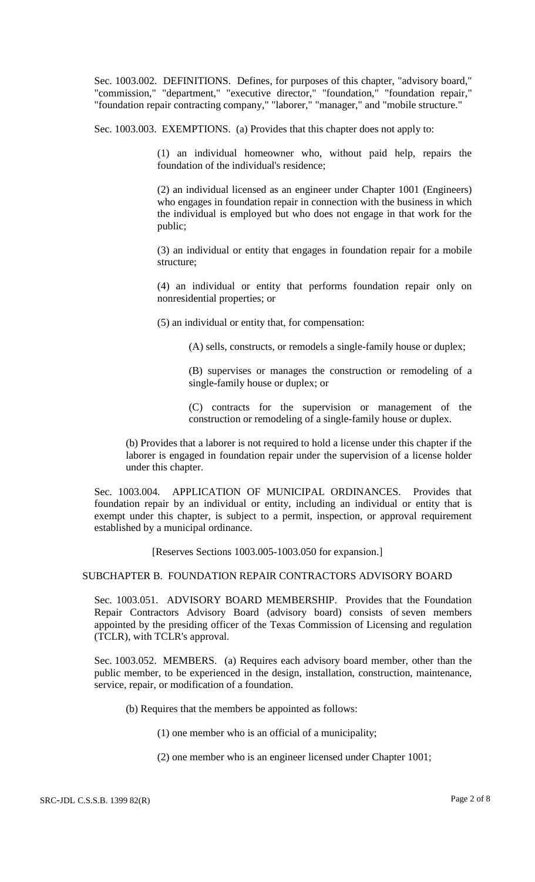Sec. 1003.002. DEFINITIONS. Defines, for purposes of this chapter, "advisory board," "commission," "department," "executive director," "foundation," "foundation repair," "foundation repair contracting company," "laborer," "manager," and "mobile structure."

Sec. 1003.003. EXEMPTIONS. (a) Provides that this chapter does not apply to:

> (1) an individual homeowner who, without paid help, repairs the foundation of the individual's residence;
>
> (2) an individual licensed as an engineer under Chapter 1001 (Engineers) who engages in foundation repair in connection with the business in which the individual is employed but who does not engage in that work for the public;
>
> (3) an individual or entity that engages in foundation repair for a mobile structure;
>
> (4) an individual or entity that performs foundation repair only on nonresidential properties; or
>
> (5) an individual or entity that, for compensation:
>
> > (A) sells, constructs, or remodels a single-family house or duplex;
> >
> > (B) supervises or manages the construction or remodeling of a single-family house or duplex; or
> >
> > (C) contracts for the supervision or management of the construction or remodeling of a single-family house or duplex.

(b) Provides that a laborer is not required to hold a license under this chapter if the laborer is engaged in foundation repair under the supervision of a license holder under this chapter.

Sec. 1003.004. APPLICATION OF MUNICIPAL ORDINANCES. Provides that foundation repair by an individual or entity, including an individual or entity that is exempt under this chapter, is subject to a permit, inspection, or approval requirement established by a municipal ordinance.

[Reserves Sections 1003.005-1003.050 for expansion.]

## SUBCHAPTER B. FOUNDATION REPAIR CONTRACTORS ADVISORY BOARD

Sec. 1003.051. ADVISORY BOARD MEMBERSHIP. Provides that the Foundation Repair Contractors Advisory Board (advisory board) consists of seven members appointed by the presiding officer of the Texas Commission of Licensing and regulation (TCLR), with TCLR's approval.

Sec. 1003.052. MEMBERS. (a) Requires each advisory board member, other than the public member, to be experienced in the design, installation, construction, maintenance, service, repair, or modification of a foundation.

(b) Requires that the members be appointed as follows:

> (1) one member who is an official of a municipality;
>
> (2) one member who is an engineer licensed under Chapter 1001;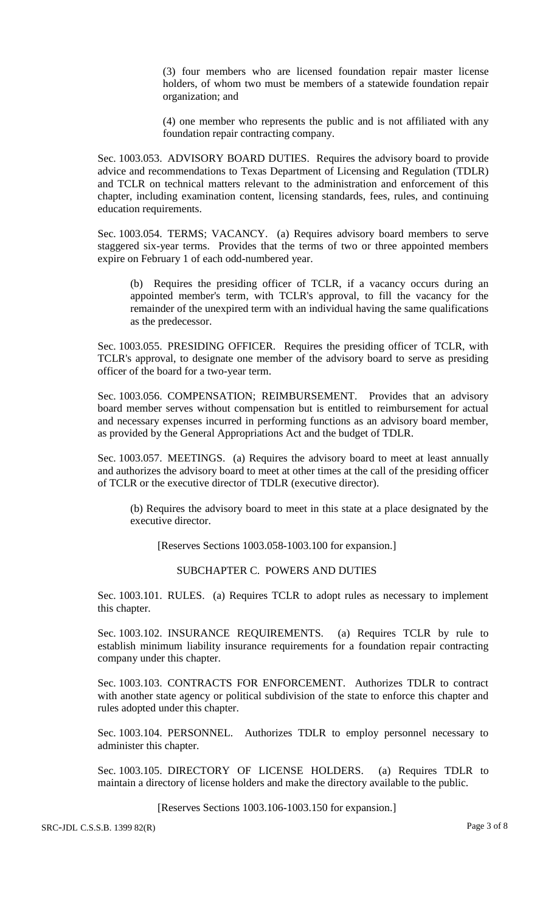(3) four members who are licensed foundation repair master license holders, of whom two must be members of a statewide foundation repair organization; and

(4) one member who represents the public and is not affiliated with any foundation repair contracting company.

Sec. 1003.053. ADVISORY BOARD DUTIES. Requires the advisory board to provide advice and recommendations to Texas Department of Licensing and Regulation (TDLR) and TCLR on technical matters relevant to the administration and enforcement of this chapter, including examination content, licensing standards, fees, rules, and continuing education requirements.

Sec. 1003.054. TERMS; VACANCY. (a) Requires advisory board members to serve staggered six-year terms. Provides that the terms of two or three appointed members expire on February 1 of each odd-numbered year.

(b) Requires the presiding officer of TCLR, if a vacancy occurs during an appointed member's term, with TCLR's approval, to fill the vacancy for the remainder of the unexpired term with an individual having the same qualifications as the predecessor.

Sec. 1003.055. PRESIDING OFFICER. Requires the presiding officer of TCLR, with TCLR's approval, to designate one member of the advisory board to serve as presiding officer of the board for a two-year term.

Sec. 1003.056. COMPENSATION; REIMBURSEMENT. Provides that an advisory board member serves without compensation but is entitled to reimbursement for actual and necessary expenses incurred in performing functions as an advisory board member, as provided by the General Appropriations Act and the budget of TDLR.

Sec. 1003.057. MEETINGS. (a) Requires the advisory board to meet at least annually and authorizes the advisory board to meet at other times at the call of the presiding officer of TCLR or the executive director of TDLR (executive director).

(b) Requires the advisory board to meet in this state at a place designated by the executive director.

[Reserves Sections 1003.058-1003.100 for expansion.]

SUBCHAPTER C. POWERS AND DUTIES

Sec. 1003.101. RULES. (a) Requires TCLR to adopt rules as necessary to implement this chapter.

Sec. 1003.102. INSURANCE REQUIREMENTS. (a) Requires TCLR by rule to establish minimum liability insurance requirements for a foundation repair contracting company under this chapter.

Sec. 1003.103. CONTRACTS FOR ENFORCEMENT. Authorizes TDLR to contract with another state agency or political subdivision of the state to enforce this chapter and rules adopted under this chapter.

Sec. 1003.104. PERSONNEL. Authorizes TDLR to employ personnel necessary to administer this chapter.

Sec. 1003.105. DIRECTORY OF LICENSE HOLDERS. (a) Requires TDLR to maintain a directory of license holders and make the directory available to the public.

[Reserves Sections 1003.106-1003.150 for expansion.]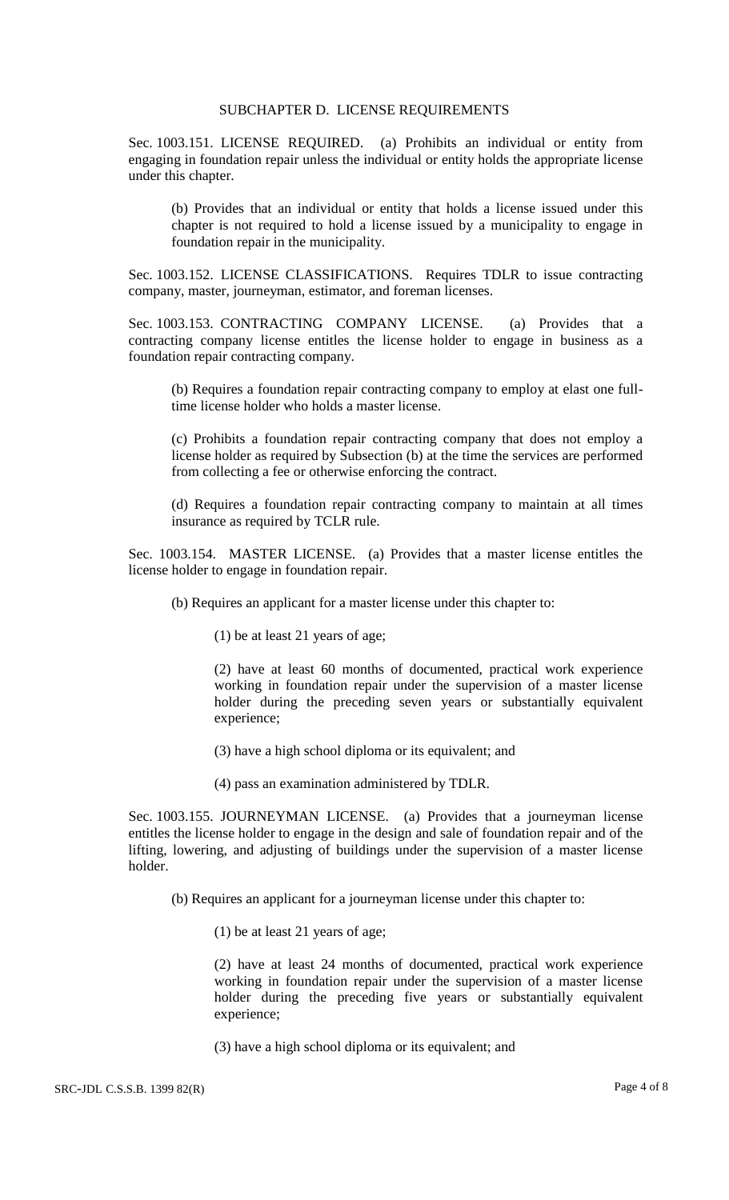SUBCHAPTER D. LICENSE REQUIREMENTS

Sec. 1003.151. LICENSE REQUIRED. (a) Prohibits an individual or entity from engaging in foundation repair unless the individual or entity holds the appropriate license under this chapter.

(b) Provides that an individual or entity that holds a license issued under this chapter is not required to hold a license issued by a municipality to engage in foundation repair in the municipality.

Sec. 1003.152. LICENSE CLASSIFICATIONS. Requires TDLR to issue contracting company, master, journeyman, estimator, and foreman licenses.

Sec. 1003.153. CONTRACTING COMPANY LICENSE. (a) Provides that a contracting company license entitles the license holder to engage in business as a foundation repair contracting company.

(b) Requires a foundation repair contracting company to employ at elast one full-time license holder who holds a master license.

(c) Prohibits a foundation repair contracting company that does not employ a license holder as required by Subsection (b) at the time the services are performed from collecting a fee or otherwise enforcing the contract.

(d) Requires a foundation repair contracting company to maintain at all times insurance as required by TCLR rule.

Sec. 1003.154. MASTER LICENSE. (a) Provides that a master license entitles the license holder to engage in foundation repair.

(b) Requires an applicant for a master license under this chapter to:

(1) be at least 21 years of age;

(2) have at least 60 months of documented, practical work experience working in foundation repair under the supervision of a master license holder during the preceding seven years or substantially equivalent experience;

(3) have a high school diploma or its equivalent; and

(4) pass an examination administered by TDLR.

Sec. 1003.155. JOURNEYMAN LICENSE. (a) Provides that a journeyman license entitles the license holder to engage in the design and sale of foundation repair and of the lifting, lowering, and adjusting of buildings under the supervision of a master license holder.

(b) Requires an applicant for a journeyman license under this chapter to:

(1) be at least 21 years of age;

(2) have at least 24 months of documented, practical work experience working in foundation repair under the supervision of a master license holder during the preceding five years or substantially equivalent experience;

(3) have a high school diploma or its equivalent; and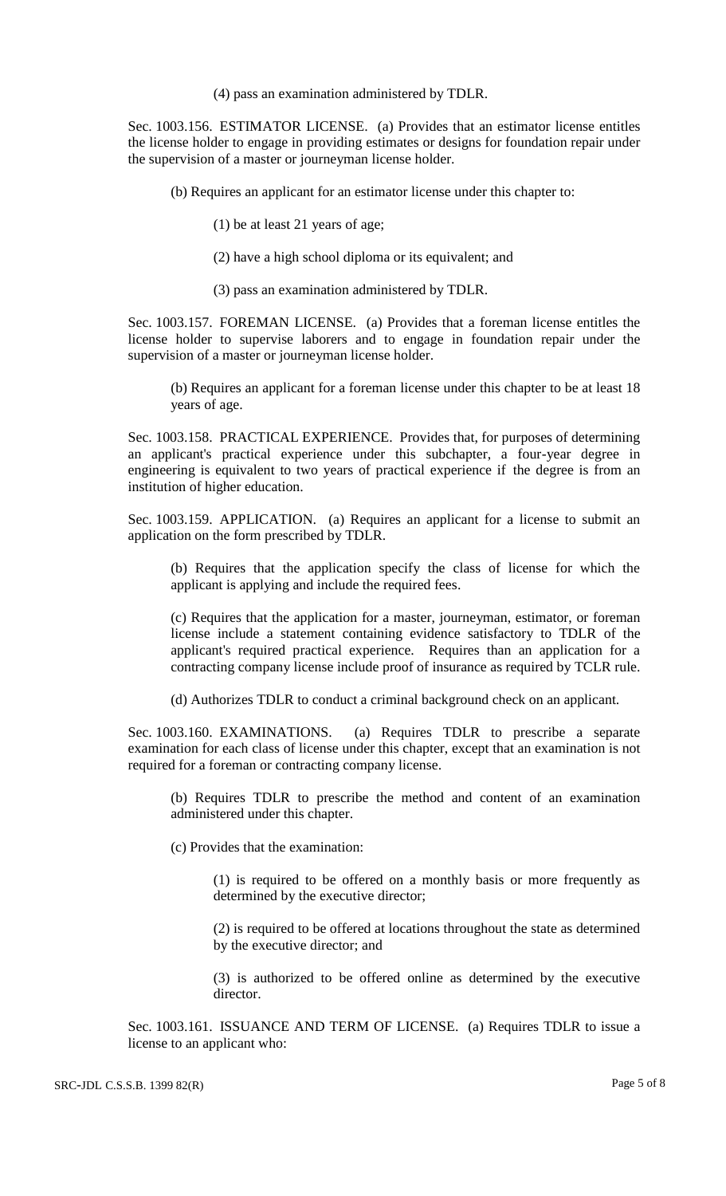(4) pass an examination administered by TDLR.

Sec. 1003.156. ESTIMATOR LICENSE. (a) Provides that an estimator license entitles the license holder to engage in providing estimates or designs for foundation repair under the supervision of a master or journeyman license holder.

(b) Requires an applicant for an estimator license under this chapter to:

(1) be at least 21 years of age;

(2) have a high school diploma or its equivalent; and

(3) pass an examination administered by TDLR.

Sec. 1003.157. FOREMAN LICENSE. (a) Provides that a foreman license entitles the license holder to supervise laborers and to engage in foundation repair under the supervision of a master or journeyman license holder.

(b) Requires an applicant for a foreman license under this chapter to be at least 18 years of age.

Sec. 1003.158. PRACTICAL EXPERIENCE. Provides that, for purposes of determining an applicant's practical experience under this subchapter, a four-year degree in engineering is equivalent to two years of practical experience if the degree is from an institution of higher education.

Sec. 1003.159. APPLICATION. (a) Requires an applicant for a license to submit an application on the form prescribed by TDLR.

(b) Requires that the application specify the class of license for which the applicant is applying and include the required fees.

(c) Requires that the application for a master, journeyman, estimator, or foreman license include a statement containing evidence satisfactory to TDLR of the applicant's required practical experience. Requires than an application for a contracting company license include proof of insurance as required by TCLR rule.

(d) Authorizes TDLR to conduct a criminal background check on an applicant.

Sec. 1003.160. EXAMINATIONS. (a) Requires TDLR to prescribe a separate examination for each class of license under this chapter, except that an examination is not required for a foreman or contracting company license.

(b) Requires TDLR to prescribe the method and content of an examination administered under this chapter.

(c) Provides that the examination:

(1) is required to be offered on a monthly basis or more frequently as determined by the executive director;

(2) is required to be offered at locations throughout the state as determined by the executive director; and

(3) is authorized to be offered online as determined by the executive director.

Sec. 1003.161. ISSUANCE AND TERM OF LICENSE. (a) Requires TDLR to issue a license to an applicant who: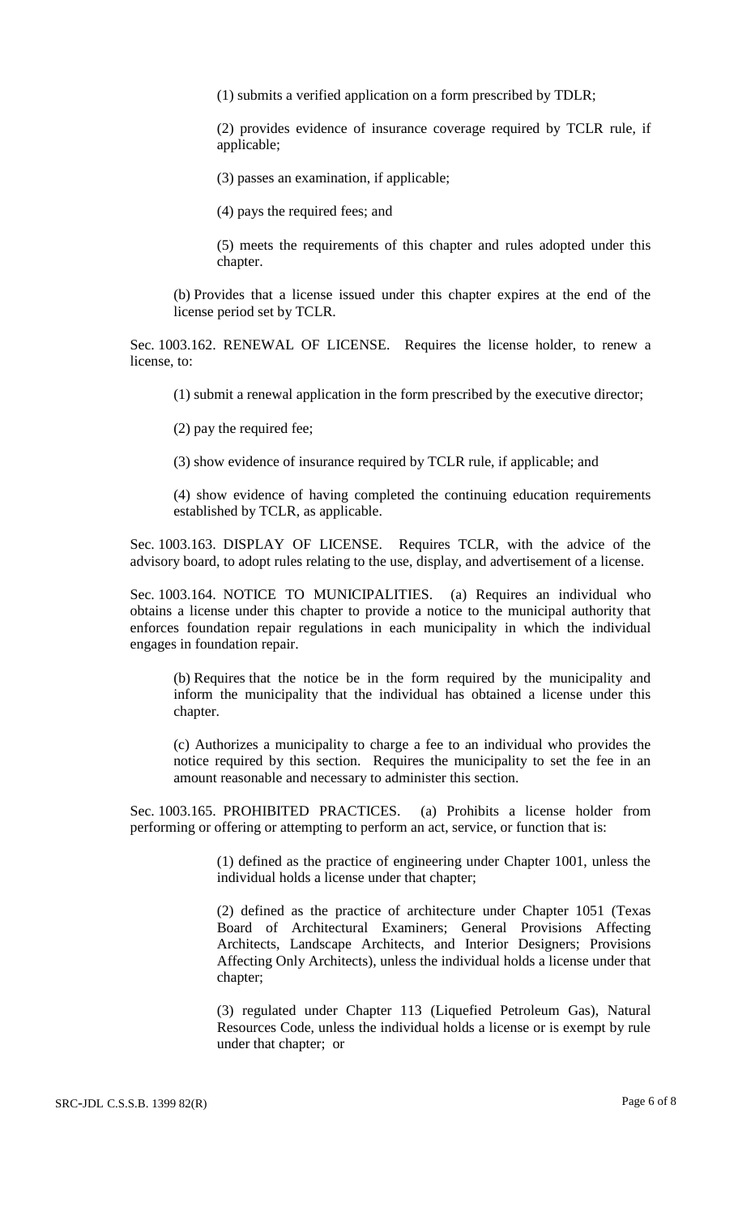(1) submits a verified application on a form prescribed by TDLR;

(2) provides evidence of insurance coverage required by TCLR rule, if applicable;

(3) passes an examination, if applicable;

(4) pays the required fees; and

(5) meets the requirements of this chapter and rules adopted under this chapter.

(b) Provides that a license issued under this chapter expires at the end of the license period set by TCLR.

Sec. 1003.162. RENEWAL OF LICENSE. Requires the license holder, to renew a license, to:

(1) submit a renewal application in the form prescribed by the executive director;

(2) pay the required fee;

(3) show evidence of insurance required by TCLR rule, if applicable; and

(4) show evidence of having completed the continuing education requirements established by TCLR, as applicable.

Sec. 1003.163. DISPLAY OF LICENSE. Requires TCLR, with the advice of the advisory board, to adopt rules relating to the use, display, and advertisement of a license.

Sec. 1003.164. NOTICE TO MUNICIPALITIES. (a) Requires an individual who obtains a license under this chapter to provide a notice to the municipal authority that enforces foundation repair regulations in each municipality in which the individual engages in foundation repair.

(b) Requires that the notice be in the form required by the municipality and inform the municipality that the individual has obtained a license under this chapter.

(c) Authorizes a municipality to charge a fee to an individual who provides the notice required by this section. Requires the municipality to set the fee in an amount reasonable and necessary to administer this section.

Sec. 1003.165. PROHIBITED PRACTICES. (a) Prohibits a license holder from performing or offering or attempting to perform an act, service, or function that is:

(1) defined as the practice of engineering under Chapter 1001, unless the individual holds a license under that chapter;

(2) defined as the practice of architecture under Chapter 1051 (Texas Board of Architectural Examiners; General Provisions Affecting Architects, Landscape Architects, and Interior Designers; Provisions Affecting Only Architects), unless the individual holds a license under that chapter;

(3) regulated under Chapter 113 (Liquefied Petroleum Gas), Natural Resources Code, unless the individual holds a license or is exempt by rule under that chapter; or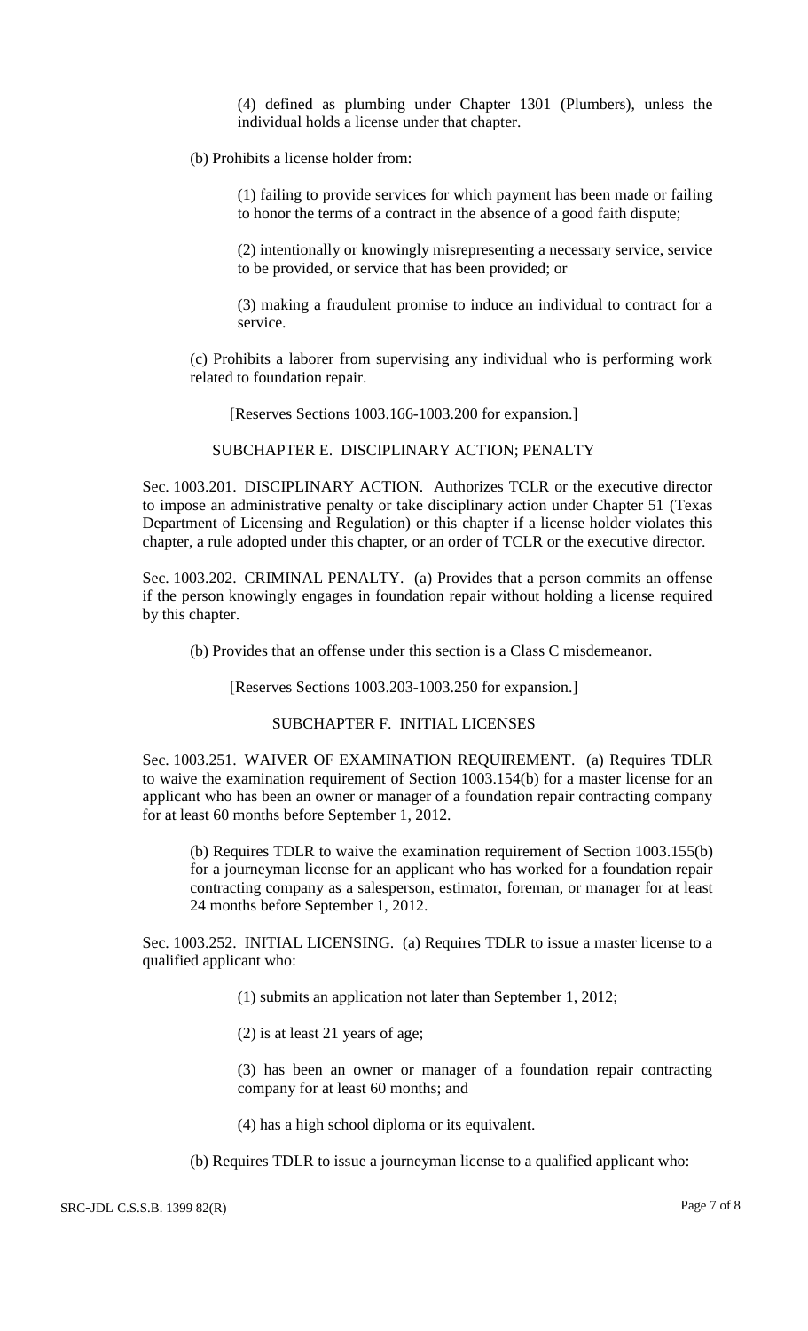(4) defined as plumbing under Chapter 1301 (Plumbers), unless the individual holds a license under that chapter.

(b) Prohibits a license holder from:

(1) failing to provide services for which payment has been made or failing to honor the terms of a contract in the absence of a good faith dispute;

(2) intentionally or knowingly misrepresenting a necessary service, service to be provided, or service that has been provided; or

(3) making a fraudulent promise to induce an individual to contract for a service.

(c) Prohibits a laborer from supervising any individual who is performing work related to foundation repair.

[Reserves Sections 1003.166-1003.200 for expansion.]

SUBCHAPTER E. DISCIPLINARY ACTION; PENALTY

Sec. 1003.201. DISCIPLINARY ACTION. Authorizes TCLR or the executive director to impose an administrative penalty or take disciplinary action under Chapter 51 (Texas Department of Licensing and Regulation) or this chapter if a license holder violates this chapter, a rule adopted under this chapter, or an order of TCLR or the executive director.

Sec. 1003.202. CRIMINAL PENALTY. (a) Provides that a person commits an offense if the person knowingly engages in foundation repair without holding a license required by this chapter.

(b) Provides that an offense under this section is a Class C misdemeanor.

[Reserves Sections 1003.203-1003.250 for expansion.]

SUBCHAPTER F. INITIAL LICENSES

Sec. 1003.251. WAIVER OF EXAMINATION REQUIREMENT. (a) Requires TDLR to waive the examination requirement of Section 1003.154(b) for a master license for an applicant who has been an owner or manager of a foundation repair contracting company for at least 60 months before September 1, 2012.

(b) Requires TDLR to waive the examination requirement of Section 1003.155(b) for a journeyman license for an applicant who has worked for a foundation repair contracting company as a salesperson, estimator, foreman, or manager for at least 24 months before September 1, 2012.

Sec. 1003.252. INITIAL LICENSING. (a) Requires TDLR to issue a master license to a qualified applicant who:

(1) submits an application not later than September 1, 2012;

(2) is at least 21 years of age;

(3) has been an owner or manager of a foundation repair contracting company for at least 60 months; and

(4) has a high school diploma or its equivalent.

(b) Requires TDLR to issue a journeyman license to a qualified applicant who: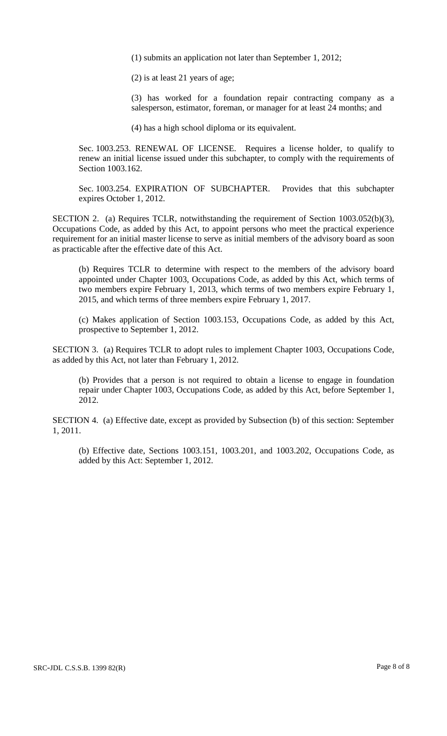(1) submits an application not later than September 1, 2012;

(2) is at least 21 years of age;

(3) has worked for a foundation repair contracting company as a salesperson, estimator, foreman, or manager for at least 24 months; and

(4) has a high school diploma or its equivalent.

Sec. 1003.253. RENEWAL OF LICENSE. Requires a license holder, to qualify to renew an initial license issued under this subchapter, to comply with the requirements of Section 1003.162.

Sec. 1003.254. EXPIRATION OF SUBCHAPTER. Provides that this subchapter expires October 1, 2012.

SECTION 2. (a) Requires TCLR, notwithstanding the requirement of Section 1003.052(b)(3), Occupations Code, as added by this Act, to appoint persons who meet the practical experience requirement for an initial master license to serve as initial members of the advisory board as soon as practicable after the effective date of this Act.

(b) Requires TCLR to determine with respect to the members of the advisory board appointed under Chapter 1003, Occupations Code, as added by this Act, which terms of two members expire February 1, 2013, which terms of two members expire February 1, 2015, and which terms of three members expire February 1, 2017.

(c) Makes application of Section 1003.153, Occupations Code, as added by this Act, prospective to September 1, 2012.

SECTION 3. (a) Requires TCLR to adopt rules to implement Chapter 1003, Occupations Code, as added by this Act, not later than February 1, 2012.

(b) Provides that a person is not required to obtain a license to engage in foundation repair under Chapter 1003, Occupations Code, as added by this Act, before September 1, 2012.

SECTION 4. (a) Effective date, except as provided by Subsection (b) of this section: September 1, 2011.

(b) Effective date, Sections 1003.151, 1003.201, and 1003.202, Occupations Code, as added by this Act: September 1, 2012.